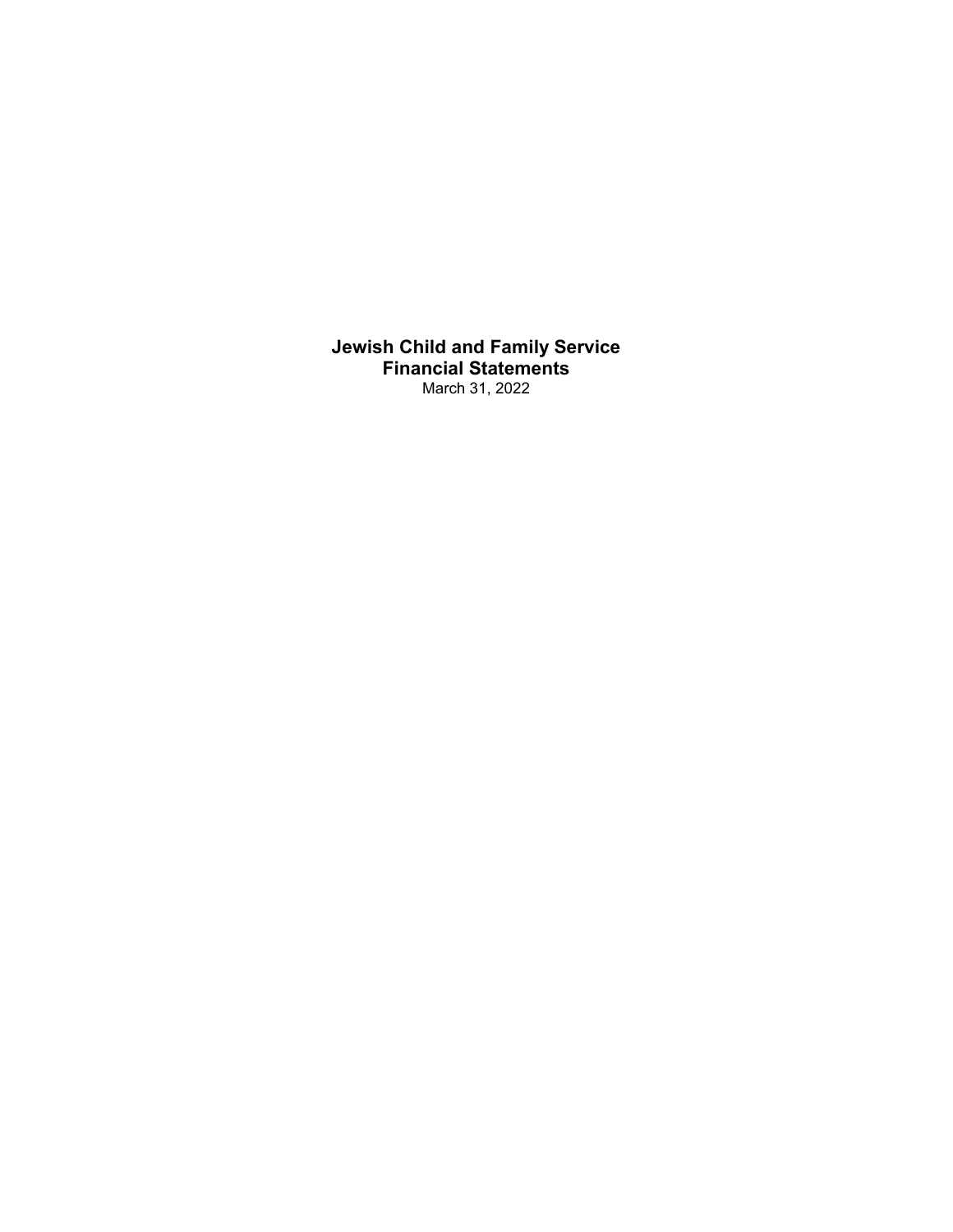# Jewish Child and Family Service
## Financial Statements
March 31, 2022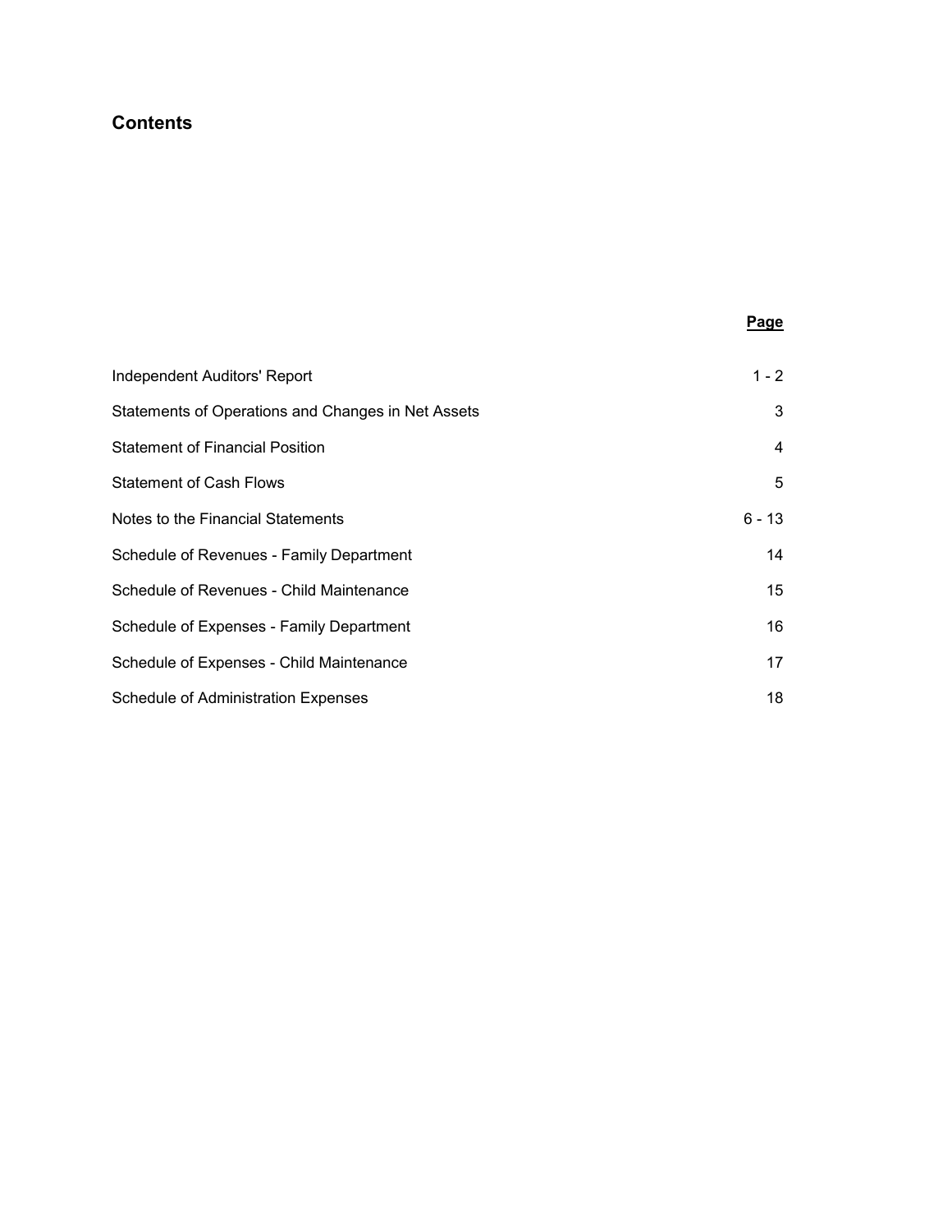## Contents

| | Page |
|---|---|
| Independent Auditors' Report | 1 - 2 |
| Statements of Operations and Changes in Net Assets | 3 |
| Statement of Financial Position | 4 |
| Statement of Cash Flows | 5 |
| Notes to the Financial Statements | 6 - 13 |
| Schedule of Revenues - Family Department | 14 |
| Schedule of Revenues - Child Maintenance | 15 |
| Schedule of Expenses - Family Department | 16 |
| Schedule of Expenses - Child Maintenance | 17 |
| Schedule of Administration Expenses | 18 |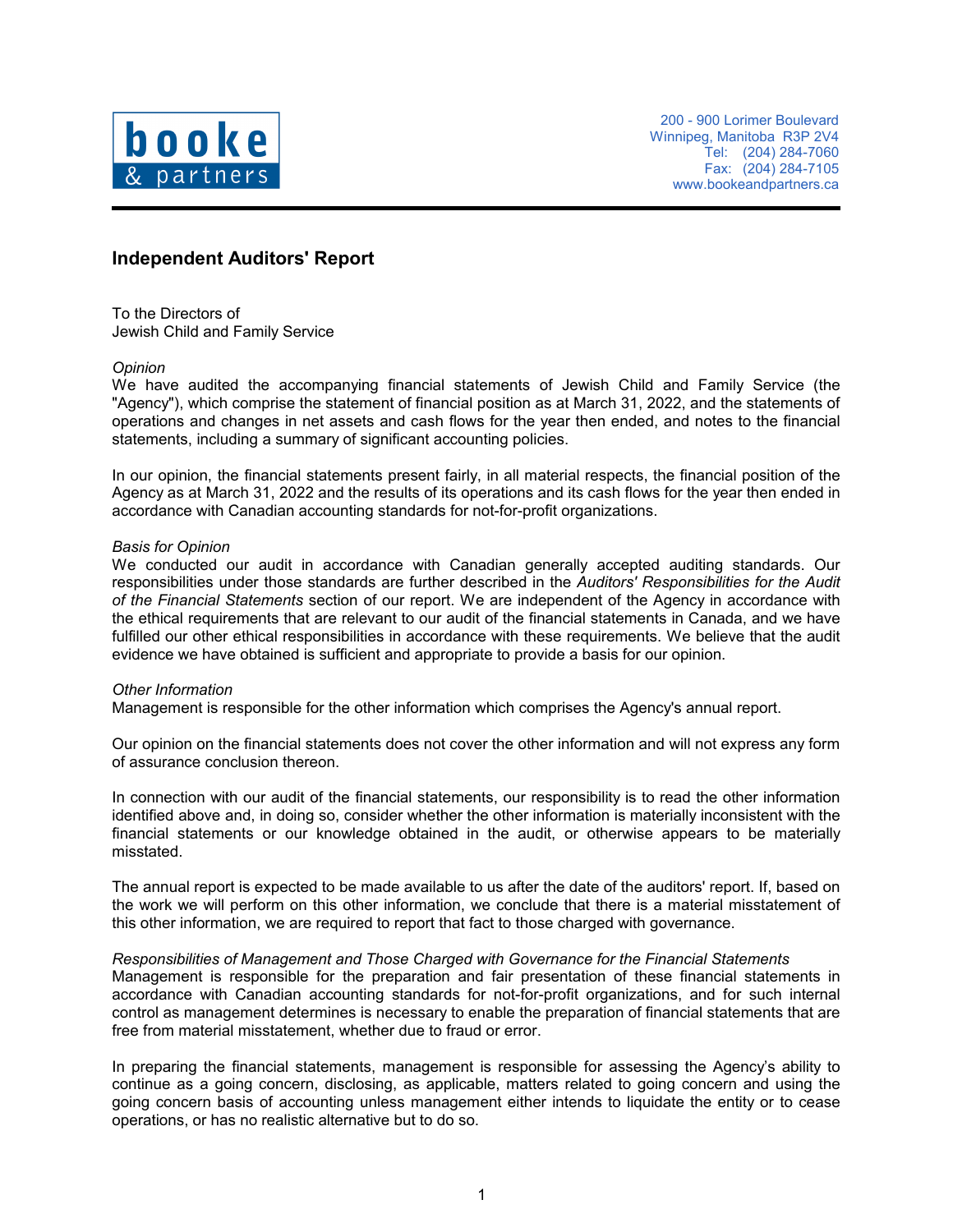booke & partners

200 - 900 Lorimer Boulevard
Winnipeg, Manitoba R3P 2V4
Tel: (204) 284-7060
Fax: (204) 284-7105
www.bookeandpartners.ca

## Independent Auditors' Report

To the Directors of
Jewish Child and Family Service

*Opinion*
We have audited the accompanying financial statements of Jewish Child and Family Service (the "Agency"), which comprise the statement of financial position as at March 31, 2022, and the statements of operations and changes in net assets and cash flows for the year then ended, and notes to the financial statements, including a summary of significant accounting policies.

In our opinion, the financial statements present fairly, in all material respects, the financial position of the Agency as at March 31, 2022 and the results of its operations and its cash flows for the year then ended in accordance with Canadian accounting standards for not-for-profit organizations.

*Basis for Opinion*
We conducted our audit in accordance with Canadian generally accepted auditing standards. Our responsibilities under those standards are further described in the *Auditors' Responsibilities for the Audit of the Financial Statements* section of our report. We are independent of the Agency in accordance with the ethical requirements that are relevant to our audit of the financial statements in Canada, and we have fulfilled our other ethical responsibilities in accordance with these requirements. We believe that the audit evidence we have obtained is sufficient and appropriate to provide a basis for our opinion.

*Other Information*
Management is responsible for the other information which comprises the Agency's annual report.

Our opinion on the financial statements does not cover the other information and will not express any form of assurance conclusion thereon.

In connection with our audit of the financial statements, our responsibility is to read the other information identified above and, in doing so, consider whether the other information is materially inconsistent with the financial statements or our knowledge obtained in the audit, or otherwise appears to be materially misstated.

The annual report is expected to be made available to us after the date of the auditors' report. If, based on the work we will perform on this other information, we conclude that there is a material misstatement of this other information, we are required to report that fact to those charged with governance.

*Responsibilities of Management and Those Charged with Governance for the Financial Statements*
Management is responsible for the preparation and fair presentation of these financial statements in accordance with Canadian accounting standards for not-for-profit organizations, and for such internal control as management determines is necessary to enable the preparation of financial statements that are free from material misstatement, whether due to fraud or error.

In preparing the financial statements, management is responsible for assessing the Agency's ability to continue as a going concern, disclosing, as applicable, matters related to going concern and using the going concern basis of accounting unless management either intends to liquidate the entity or to cease operations, or has no realistic alternative but to do so.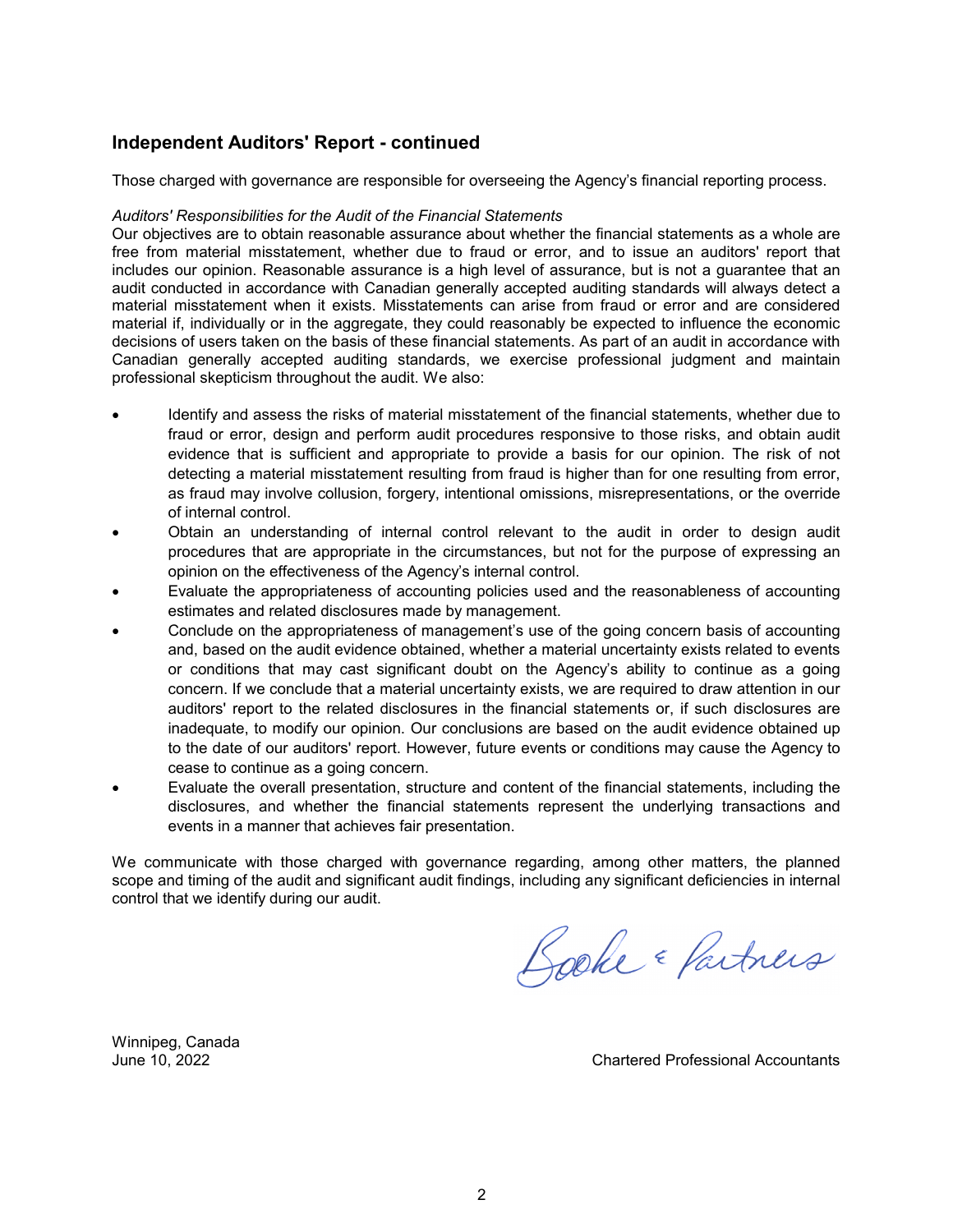## Independent Auditors' Report - continued

Those charged with governance are responsible for overseeing the Agency's financial reporting process.

*Auditors' Responsibilities for the Audit of the Financial Statements*

Our objectives are to obtain reasonable assurance about whether the financial statements as a whole are free from material misstatement, whether due to fraud or error, and to issue an auditors' report that includes our opinion. Reasonable assurance is a high level of assurance, but is not a guarantee that an audit conducted in accordance with Canadian generally accepted auditing standards will always detect a material misstatement when it exists. Misstatements can arise from fraud or error and are considered material if, individually or in the aggregate, they could reasonably be expected to influence the economic decisions of users taken on the basis of these financial statements. As part of an audit in accordance with Canadian generally accepted auditing standards, we exercise professional judgment and maintain professional skepticism throughout the audit. We also:

- Identify and assess the risks of material misstatement of the financial statements, whether due to fraud or error, design and perform audit procedures responsive to those risks, and obtain audit evidence that is sufficient and appropriate to provide a basis for our opinion. The risk of not detecting a material misstatement resulting from fraud is higher than for one resulting from error, as fraud may involve collusion, forgery, intentional omissions, misrepresentations, or the override of internal control.
- Obtain an understanding of internal control relevant to the audit in order to design audit procedures that are appropriate in the circumstances, but not for the purpose of expressing an opinion on the effectiveness of the Agency's internal control.
- Evaluate the appropriateness of accounting policies used and the reasonableness of accounting estimates and related disclosures made by management.
- Conclude on the appropriateness of management's use of the going concern basis of accounting and, based on the audit evidence obtained, whether a material uncertainty exists related to events or conditions that may cast significant doubt on the Agency's ability to continue as a going concern. If we conclude that a material uncertainty exists, we are required to draw attention in our auditors' report to the related disclosures in the financial statements or, if such disclosures are inadequate, to modify our opinion. Our conclusions are based on the audit evidence obtained up to the date of our auditors' report. However, future events or conditions may cause the Agency to cease to continue as a going concern.
- Evaluate the overall presentation, structure and content of the financial statements, including the disclosures, and whether the financial statements represent the underlying transactions and events in a manner that achieves fair presentation.

We communicate with those charged with governance regarding, among other matters, the planned scope and timing of the audit and significant audit findings, including any significant deficiencies in internal control that we identify during our audit.

Booke & Partners

Winnipeg, Canada
June 10, 2022

Chartered Professional Accountants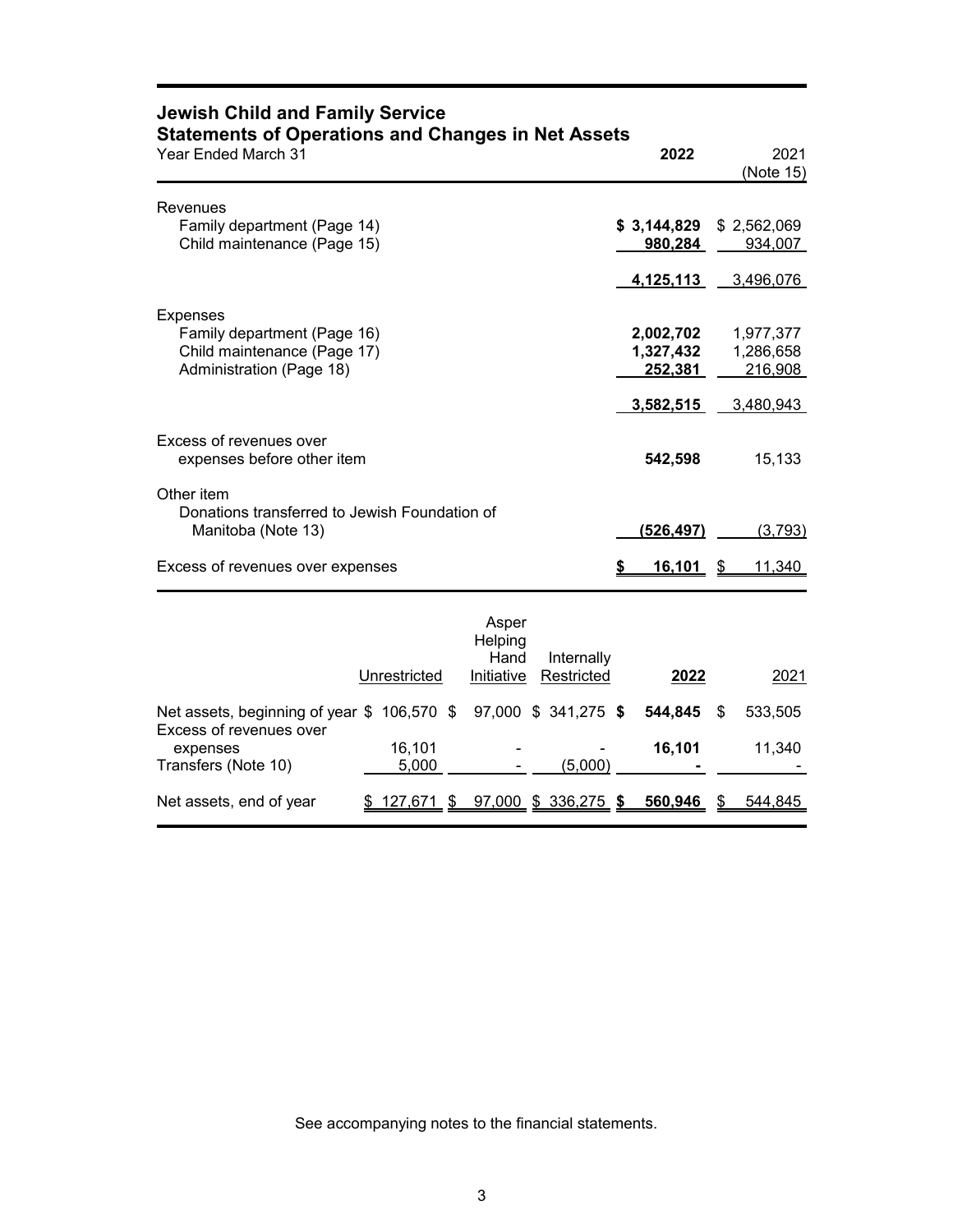# Jewish Child and Family Service

## Statements of Operations and Changes in Net Assets

| Year Ended March 31 | 2022 | 2021 (Note 15) |
|---|---|---|
| **Revenues** | | |
| Family department (Page 14) | **$ 3,144,829** | $ 2,562,069 |
| Child maintenance (Page 15) | **980,284** | 934,007 |
| | **4,125,113** | 3,496,076 |
| **Expenses** | | |
| Family department (Page 16) | **2,002,702** | 1,977,377 |
| Child maintenance (Page 17) | **1,327,432** | 1,286,658 |
| Administration (Page 18) | **252,381** | 216,908 |
| | **3,582,515** | 3,480,943 |
| Excess of revenues over expenses before other item | **542,598** | 15,133 |
| **Other item** | | |
| Donations transferred to Jewish Foundation of Manitoba (Note 13) | **(526,497)** | (3,793) |
| Excess of revenues over expenses | **$ 16,101** | $ 11,340 |

| | Unrestricted | Asper Helping Hand Initiative | Internally Restricted | 2022 | 2021 |
|---|---|---|---|---|---|
| Net assets, beginning of year | $ 106,570 | $ 97,000 | $ 341,275 | **$ 544,845** | $ 533,505 |
| Excess of revenues over expenses | 16,101 | - | - | **16,101** | 11,340 |
| Transfers (Note 10) | 5,000 | - | (5,000) | **-** | - |
| Net assets, end of year | $ 127,671 | $ 97,000 | $ 336,275 | **$ 560,946** | $ 544,845 |

See accompanying notes to the financial statements.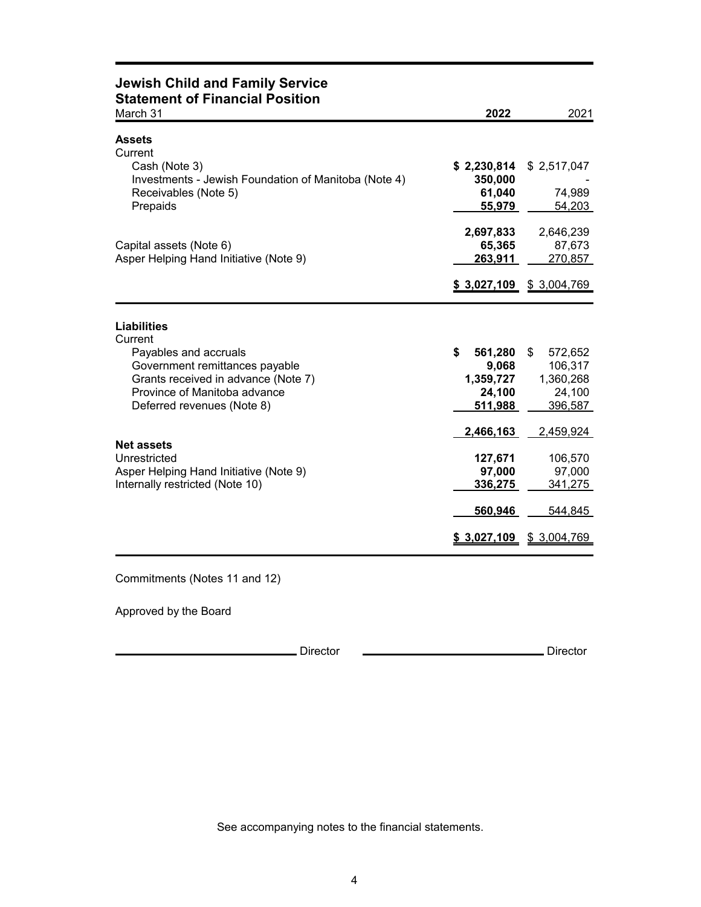# Jewish Child and Family Service
## Statement of Financial Position

| March 31 | 2022 | 2021 |
|---|---|---|
| **Assets** | | |
| Current | | |
| Cash (Note 3) | **$ 2,230,814** | $ 2,517,047 |
| Investments - Jewish Foundation of Manitoba (Note 4) | **350,000** | - |
| Receivables (Note 5) | **61,040** | 74,989 |
| Prepaids | **55,979** | 54,203 |
| | **2,697,833** | 2,646,239 |
| Capital assets (Note 6) | **65,365** | 87,673 |
| Asper Helping Hand Initiative (Note 9) | **263,911** | 270,857 |
| | **$ 3,027,109** | $ 3,004,769 |
| **Liabilities** | | |
| Current | | |
| Payables and accruals | **$ 561,280** | $ 572,652 |
| Government remittances payable | **9,068** | 106,317 |
| Grants received in advance (Note 7) | **1,359,727** | 1,360,268 |
| Province of Manitoba advance | **24,100** | 24,100 |
| Deferred revenues (Note 8) | **511,988** | 396,587 |
| | **2,466,163** | 2,459,924 |
| **Net assets** | | |
| Unrestricted | **127,671** | 106,570 |
| Asper Helping Hand Initiative (Note 9) | **97,000** | 97,000 |
| Internally restricted (Note 10) | **336,275** | 341,275 |
| | **560,946** | 544,845 |
| | **$ 3,027,109** | $ 3,004,769 |

Commitments (Notes 11 and 12)

Approved by the Board

_____________________________ Director _____________________________ Director

See accompanying notes to the financial statements.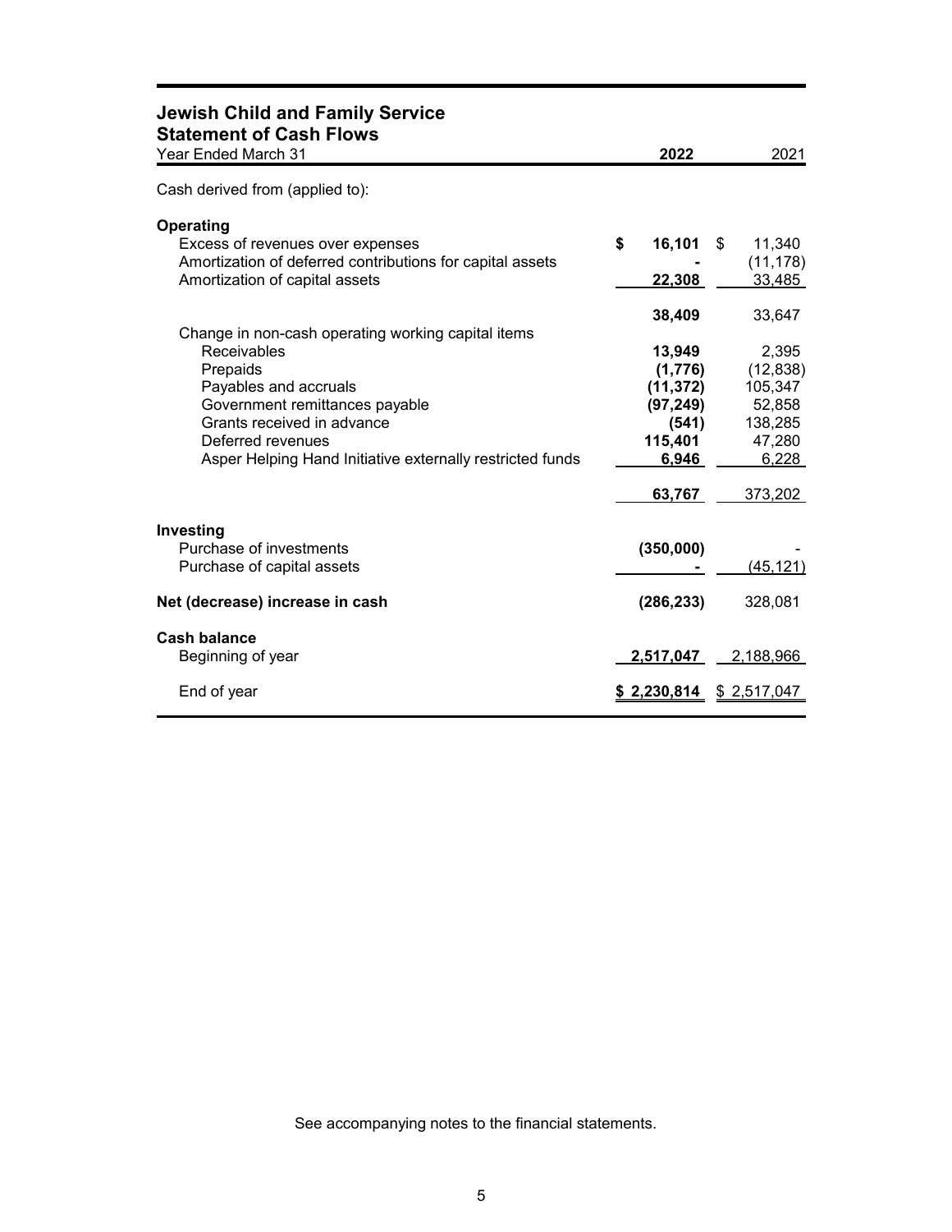# Jewish Child and Family Service
## Statement of Cash Flows

| Year Ended March 31 | 2022 | 2021 |
|---|---|---|
| Cash derived from (applied to): | | |
| **Operating** | | |
| Excess of revenues over expenses | **$ 16,101** | $ 11,340 |
| Amortization of deferred contributions for capital assets | **-** | (11,178) |
| Amortization of capital assets | **22,308** | 33,485 |
| | **38,409** | 33,647 |
| Change in non-cash operating working capital items | | |
| Receivables | **13,949** | 2,395 |
| Prepaids | **(1,776)** | (12,838) |
| Payables and accruals | **(11,372)** | 105,347 |
| Government remittances payable | **(97,249)** | 52,858 |
| Grants received in advance | **(541)** | 138,285 |
| Deferred revenues | **115,401** | 47,280 |
| Asper Helping Hand Initiative externally restricted funds | **6,946** | 6,228 |
| | **63,767** | 373,202 |
| **Investing** | | |
| Purchase of investments | **(350,000)** | - |
| Purchase of capital assets | **-** | (45,121) |
| **Net (decrease) increase in cash** | **(286,233)** | 328,081 |
| **Cash balance** | | |
| Beginning of year | **2,517,047** | 2,188,966 |
| End of year | **$ 2,230,814** | $ 2,517,047 |

See accompanying notes to the financial statements.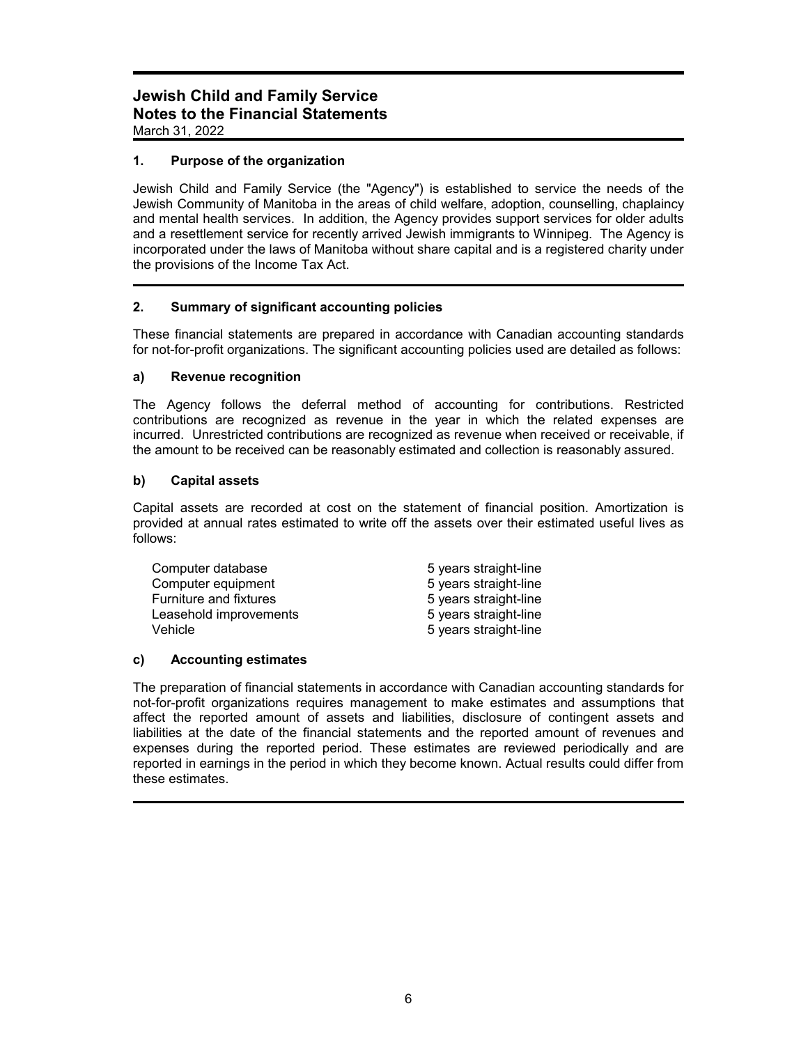# Jewish Child and Family Service
## Notes to the Financial Statements
March 31, 2022

### 1. Purpose of the organization

Jewish Child and Family Service (the "Agency") is established to service the needs of the Jewish Community of Manitoba in the areas of child welfare, adoption, counselling, chaplaincy and mental health services. In addition, the Agency provides support services for older adults and a resettlement service for recently arrived Jewish immigrants to Winnipeg. The Agency is incorporated under the laws of Manitoba without share capital and is a registered charity under the provisions of the Income Tax Act.

### 2. Summary of significant accounting policies

These financial statements are prepared in accordance with Canadian accounting standards for not-for-profit organizations. The significant accounting policies used are detailed as follows:

#### a) Revenue recognition

The Agency follows the deferral method of accounting for contributions. Restricted contributions are recognized as revenue in the year in which the related expenses are incurred. Unrestricted contributions are recognized as revenue when received or receivable, if the amount to be received can be reasonably estimated and collection is reasonably assured.

#### b) Capital assets

Capital assets are recorded at cost on the statement of financial position. Amortization is provided at annual rates estimated to write off the assets over their estimated useful lives as follows:

| | |
|---|---|
| Computer database | 5 years straight-line |
| Computer equipment | 5 years straight-line |
| Furniture and fixtures | 5 years straight-line |
| Leasehold improvements | 5 years straight-line |
| Vehicle | 5 years straight-line |

#### c) Accounting estimates

The preparation of financial statements in accordance with Canadian accounting standards for not-for-profit organizations requires management to make estimates and assumptions that affect the reported amount of assets and liabilities, disclosure of contingent assets and liabilities at the date of the financial statements and the reported amount of revenues and expenses during the reported period. These estimates are reviewed periodically and are reported in earnings in the period in which they become known. Actual results could differ from these estimates.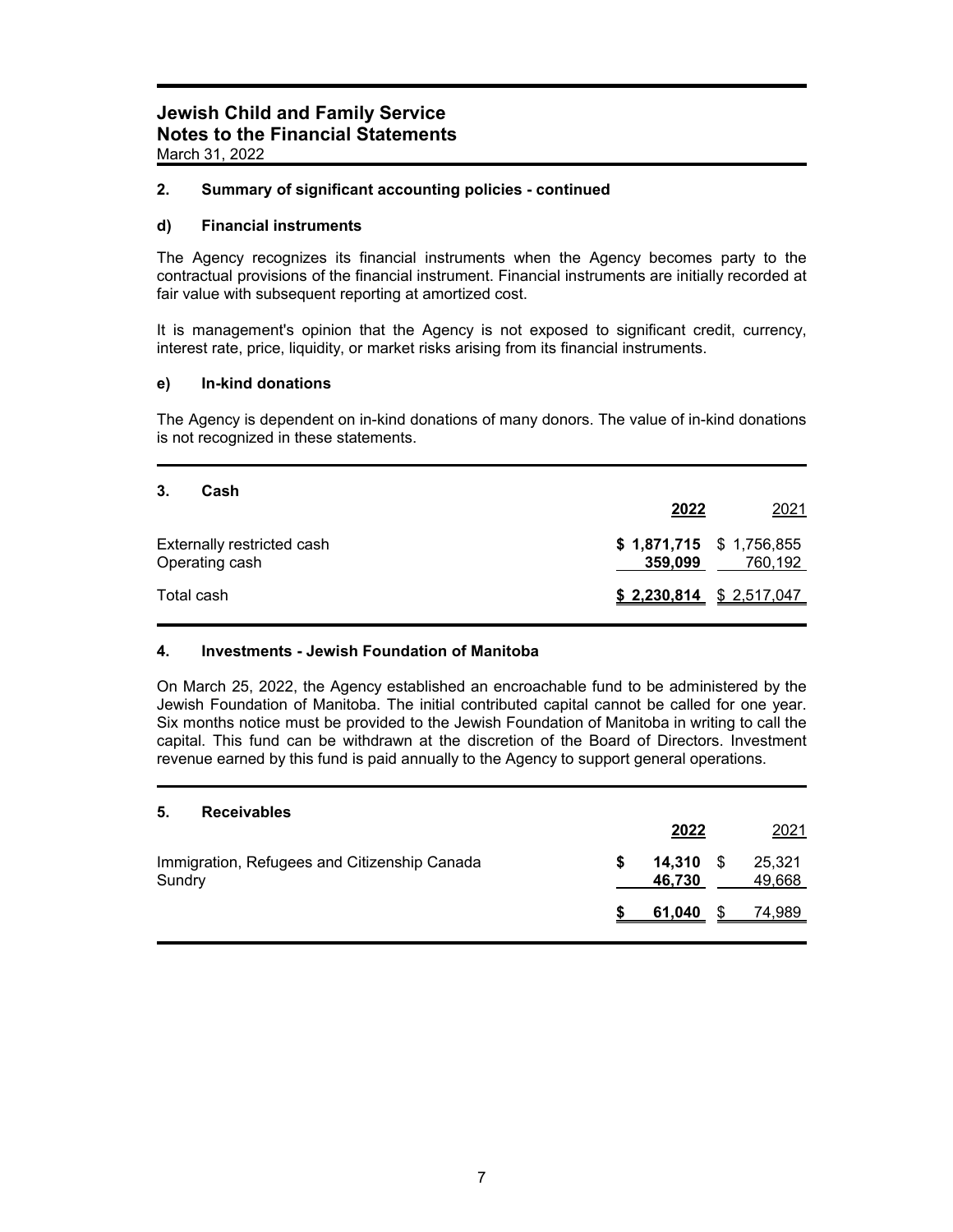# Jewish Child and Family Service
## Notes to the Financial Statements
March 31, 2022

### 2. Summary of significant accounting policies - continued

#### d) Financial instruments

The Agency recognizes its financial instruments when the Agency becomes party to the contractual provisions of the financial instrument. Financial instruments are initially recorded at fair value with subsequent reporting at amortized cost.

It is management's opinion that the Agency is not exposed to significant credit, currency, interest rate, price, liquidity, or market risks arising from its financial instruments.

#### e) In-kind donations

The Agency is dependent on in-kind donations of many donors. The value of in-kind donations is not recognized in these statements.

### 3. Cash

| | 2022 | 2021 |
|---|---|---|
| Externally restricted cash | **$ 1,871,715** | $ 1,756,855 |
| Operating cash | **359,099** | 760,192 |
| Total cash | **$ 2,230,814** | $ 2,517,047 |

### 4. Investments - Jewish Foundation of Manitoba

On March 25, 2022, the Agency established an encroachable fund to be administered by the Jewish Foundation of Manitoba. The initial contributed capital cannot be called for one year. Six months notice must be provided to the Jewish Foundation of Manitoba in writing to call the capital. This fund can be withdrawn at the discretion of the Board of Directors. Investment revenue earned by this fund is paid annually to the Agency to support general operations.

### 5. Receivables

| | 2022 | 2021 |
|---|---|---|
| Immigration, Refugees and Citizenship Canada | **$ 14,310** | $ 25,321 |
| Sundry | **46,730** | 49,668 |
| | **$ 61,040** | $ 74,989 |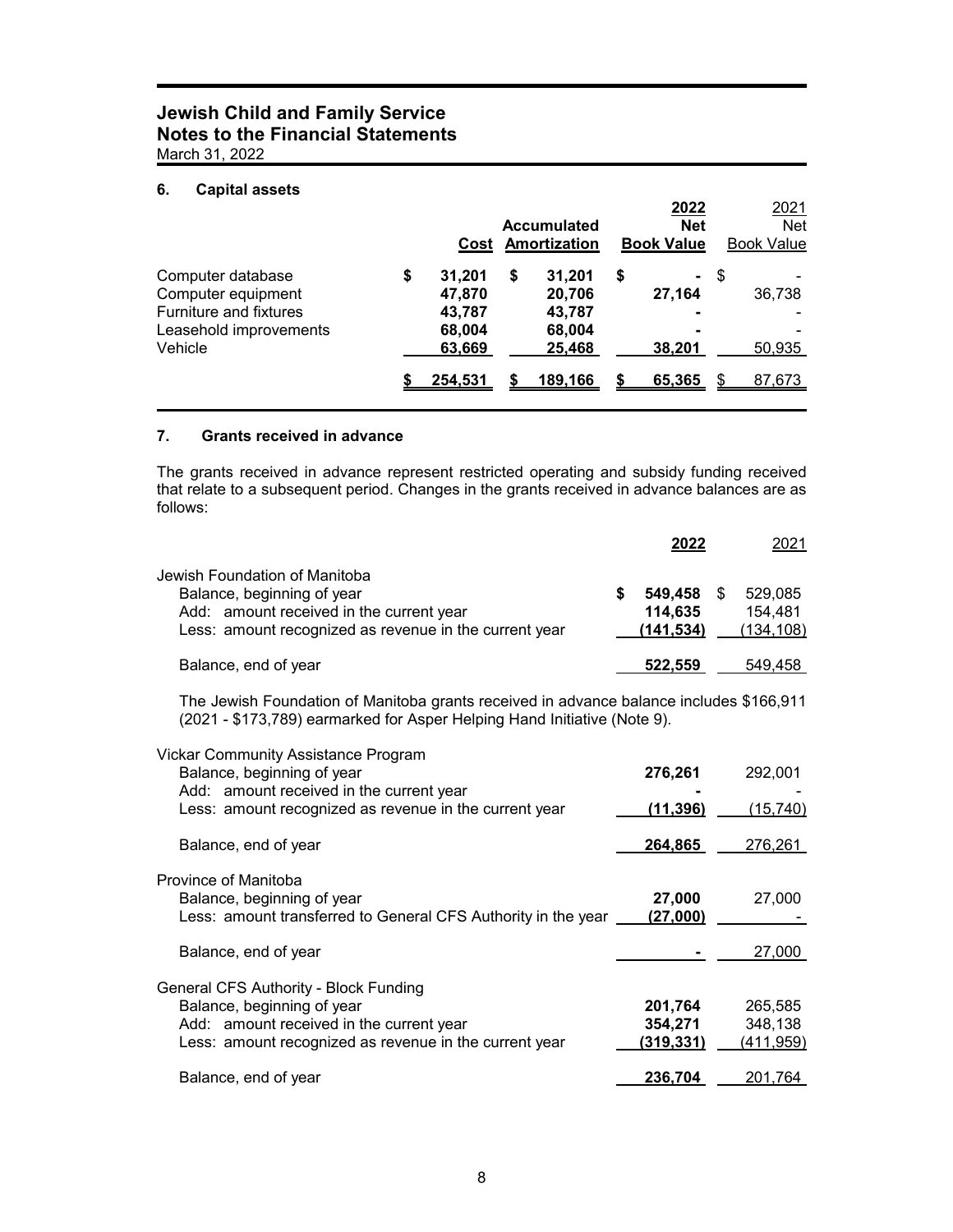## Jewish Child and Family Service
## Notes to the Financial Statements
March 31, 2022

### 6. Capital assets

| | Cost | Accumulated Amortization | 2022 Net Book Value | 2021 Net Book Value |
|---|---|---|---|---|
| Computer database | $ 31,201 | $ 31,201 | $ - | $ - |
| Computer equipment | 47,870 | 20,706 | 27,164 | 36,738 |
| Furniture and fixtures | 43,787 | 43,787 | - | - |
| Leasehold improvements | 68,004 | 68,004 | - | - |
| Vehicle | 63,669 | 25,468 | 38,201 | 50,935 |
| | $ 254,531 | $ 189,166 | $ 65,365 | $ 87,673 |

### 7. Grants received in advance

The grants received in advance represent restricted operating and subsidy funding received that relate to a subsequent period. Changes in the grants received in advance balances are as follows:

| | 2022 | 2021 |
|---|---|---|
| Jewish Foundation of Manitoba | | |
| Balance, beginning of year | $ 549,458 | $ 529,085 |
| Add: amount received in the current year | 114,635 | 154,481 |
| Less: amount recognized as revenue in the current year | (141,534) | (134,108) |
| Balance, end of year | 522,559 | 549,458 |

The Jewish Foundation of Manitoba grants received in advance balance includes $166,911 (2021 - $173,789) earmarked for Asper Helping Hand Initiative (Note 9).

| | 2022 | 2021 |
|---|---|---|
| Vickar Community Assistance Program | | |
| Balance, beginning of year | 276,261 | 292,001 |
| Add: amount received in the current year | - | - |
| Less: amount recognized as revenue in the current year | (11,396) | (15,740) |
| Balance, end of year | 264,865 | 276,261 |
| Province of Manitoba | | |
| Balance, beginning of year | 27,000 | 27,000 |
| Less: amount transferred to General CFS Authority in the year | (27,000) | - |
| Balance, end of year | - | 27,000 |
| General CFS Authority - Block Funding | | |
| Balance, beginning of year | 201,764 | 265,585 |
| Add: amount received in the current year | 354,271 | 348,138 |
| Less: amount recognized as revenue in the current year | (319,331) | (411,959) |
| Balance, end of year | 236,704 | 201,764 |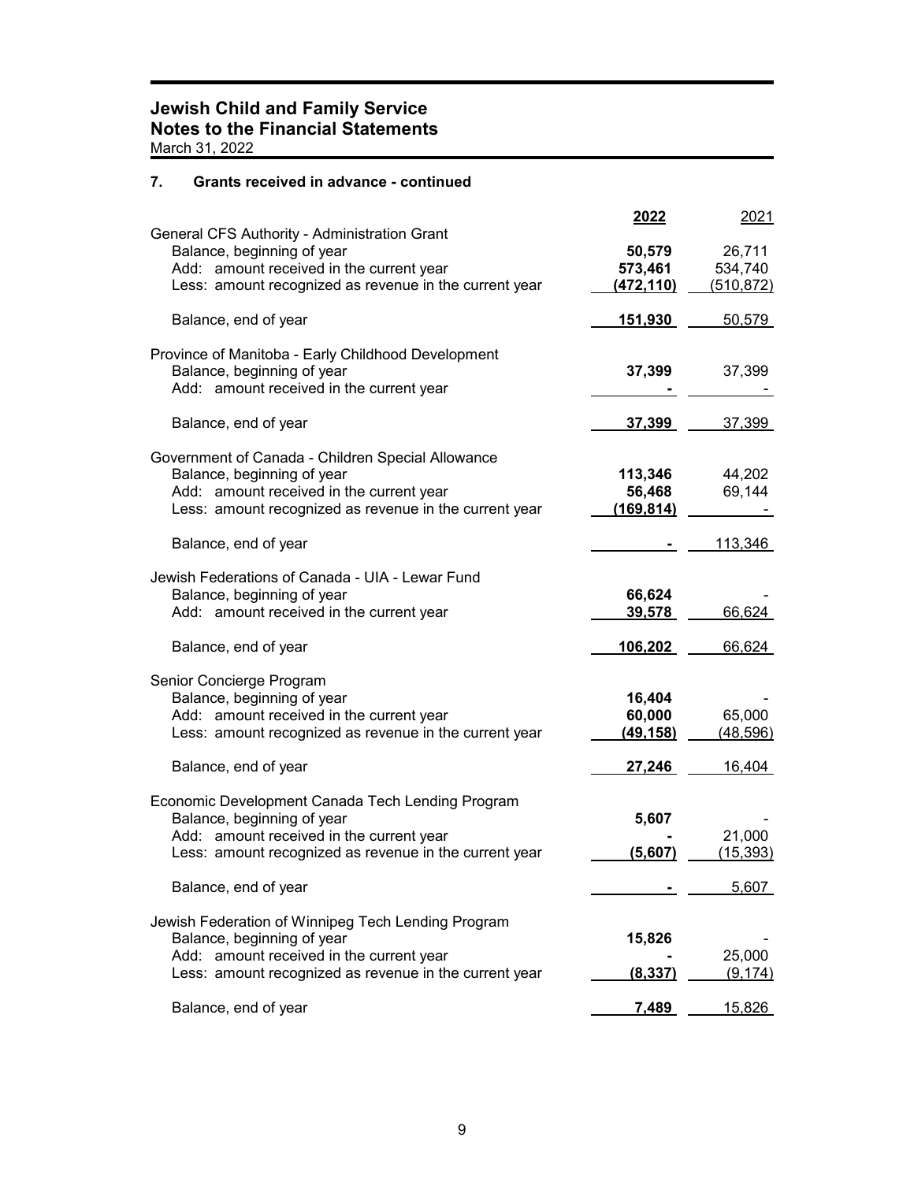# Jewish Child and Family Service
## Notes to the Financial Statements
March 31, 2022

### 7. Grants received in advance - continued

| | 2022 | 2021 |
|---|---|---|
| **General CFS Authority - Administration Grant** | | |
| Balance, beginning of year | **50,579** | 26,711 |
| Add: amount received in the current year | **573,461** | 534,740 |
| Less: amount recognized as revenue in the current year | **(472,110)** | (510,872) |
| Balance, end of year | **151,930** | 50,579 |
| **Province of Manitoba - Early Childhood Development** | | |
| Balance, beginning of year | **37,399** | 37,399 |
| Add: amount received in the current year | **-** | - |
| Balance, end of year | **37,399** | 37,399 |
| **Government of Canada - Children Special Allowance** | | |
| Balance, beginning of year | **113,346** | 44,202 |
| Add: amount received in the current year | **56,468** | 69,144 |
| Less: amount recognized as revenue in the current year | **(169,814)** | - |
| Balance, end of year | **-** | 113,346 |
| **Jewish Federations of Canada - UIA - Lewar Fund** | | |
| Balance, beginning of year | **66,624** | - |
| Add: amount received in the current year | **39,578** | 66,624 |
| Balance, end of year | **106,202** | 66,624 |
| **Senior Concierge Program** | | |
| Balance, beginning of year | **16,404** | - |
| Add: amount received in the current year | **60,000** | 65,000 |
| Less: amount recognized as revenue in the current year | **(49,158)** | (48,596) |
| Balance, end of year | **27,246** | 16,404 |
| **Economic Development Canada Tech Lending Program** | | |
| Balance, beginning of year | **5,607** | - |
| Add: amount received in the current year | **-** | 21,000 |
| Less: amount recognized as revenue in the current year | **(5,607)** | (15,393) |
| Balance, end of year | **-** | 5,607 |
| **Jewish Federation of Winnipeg Tech Lending Program** | | |
| Balance, beginning of year | **15,826** | - |
| Add: amount received in the current year | **-** | 25,000 |
| Less: amount recognized as revenue in the current year | **(8,337)** | (9,174) |
| Balance, end of year | **7,489** | 15,826 |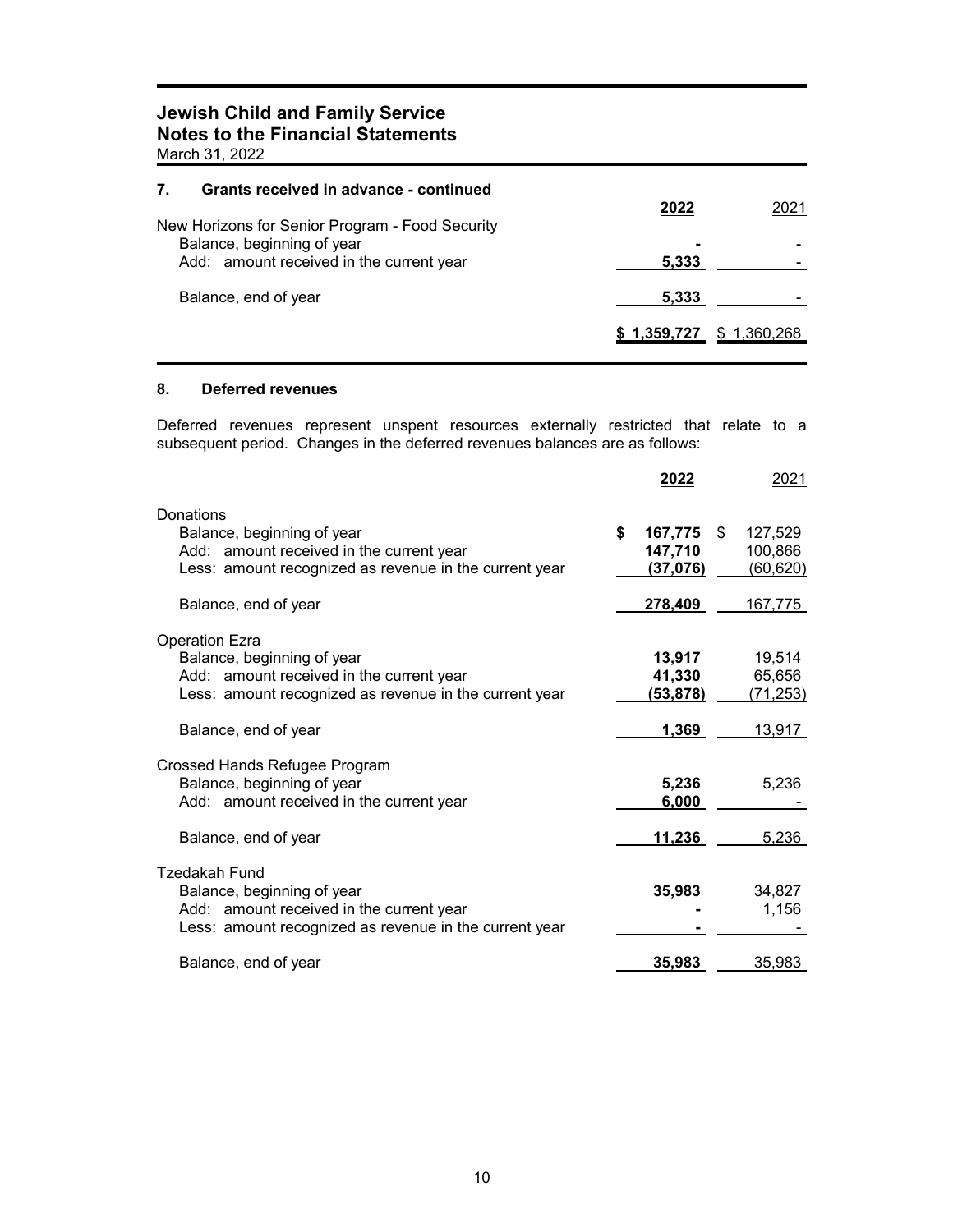# Jewish Child and Family Service
## Notes to the Financial Statements
March 31, 2022

### 7. Grants received in advance - continued

| | 2022 | 2021 |
|---|---|---|
| New Horizons for Senior Program - Food Security | | |
| Balance, beginning of year | - | - |
| Add: amount received in the current year | 5,333 | - |
| Balance, end of year | 5,333 | - |
| | $ 1,359,727 | $ 1,360,268 |

### 8. Deferred revenues

Deferred revenues represent unspent resources externally restricted that relate to a subsequent period. Changes in the deferred revenues balances are as follows:

| | 2022 | 2021 |
|---|---|---|
| **Donations** | | |
| Balance, beginning of year | $ 167,775 | $ 127,529 |
| Add: amount received in the current year | 147,710 | 100,866 |
| Less: amount recognized as revenue in the current year | (37,076) | (60,620) |
| Balance, end of year | 278,409 | 167,775 |
| **Operation Ezra** | | |
| Balance, beginning of year | 13,917 | 19,514 |
| Add: amount received in the current year | 41,330 | 65,656 |
| Less: amount recognized as revenue in the current year | (53,878) | (71,253) |
| Balance, end of year | 1,369 | 13,917 |
| **Crossed Hands Refugee Program** | | |
| Balance, beginning of year | 5,236 | 5,236 |
| Add: amount received in the current year | 6,000 | - |
| Balance, end of year | 11,236 | 5,236 |
| **Tzedakah Fund** | | |
| Balance, beginning of year | 35,983 | 34,827 |
| Add: amount received in the current year | - | 1,156 |
| Less: amount recognized as revenue in the current year | - | - |
| Balance, end of year | 35,983 | 35,983 |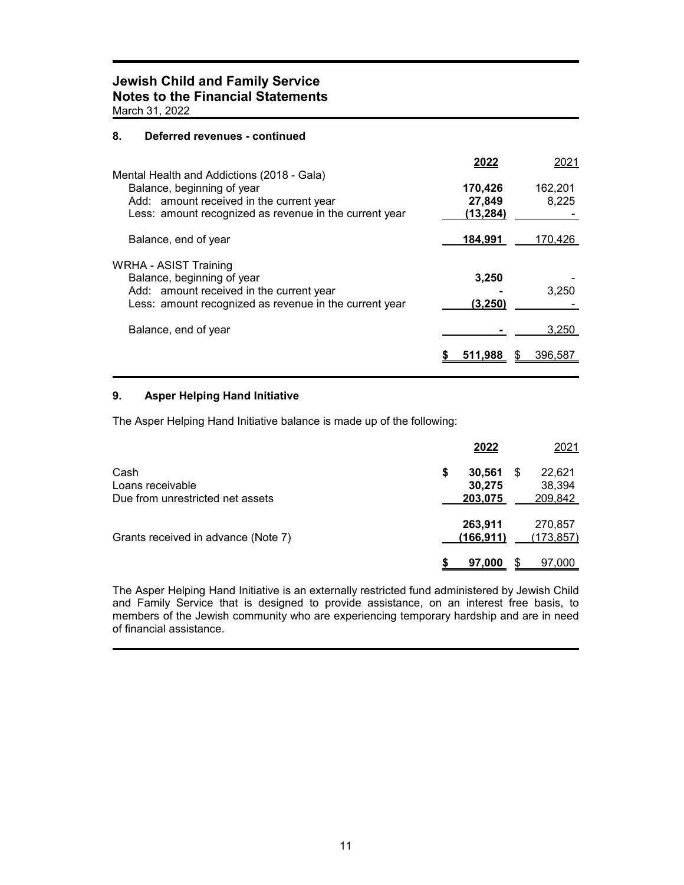**Jewish Child and Family Service**
**Notes to the Financial Statements**
March 31, 2022

### 8. Deferred revenues - continued

| | 2022 | 2021 |
|---|---|---|
| Mental Health and Addictions (2018 - Gala) | | |
| Balance, beginning of year | **170,426** | 162,201 |
| Add: amount received in the current year | **27,849** | 8,225 |
| Less: amount recognized as revenue in the current year | **(13,284)** | - |
| Balance, end of year | **184,991** | 170,426 |
| WRHA - ASIST Training | | |
| Balance, beginning of year | **3,250** | - |
| Add: amount received in the current year | **-** | 3,250 |
| Less: amount recognized as revenue in the current year | **(3,250)** | - |
| Balance, end of year | **-** | 3,250 |
| | **$ 511,988** | $ 396,587 |

### 9. Asper Helping Hand Initiative

The Asper Helping Hand Initiative balance is made up of the following:

| | 2022 | 2021 |
|---|---|---|
| Cash | **$ 30,561** | $ 22,621 |
| Loans receivable | **30,275** | 38,394 |
| Due from unrestricted net assets | **203,075** | 209,842 |
| | **263,911** | 270,857 |
| Grants received in advance (Note 7) | **(166,911)** | (173,857) |
| | **$ 97,000** | $ 97,000 |

The Asper Helping Hand Initiative is an externally restricted fund administered by Jewish Child and Family Service that is designed to provide assistance, on an interest free basis, to members of the Jewish community who are experiencing temporary hardship and are in need of financial assistance.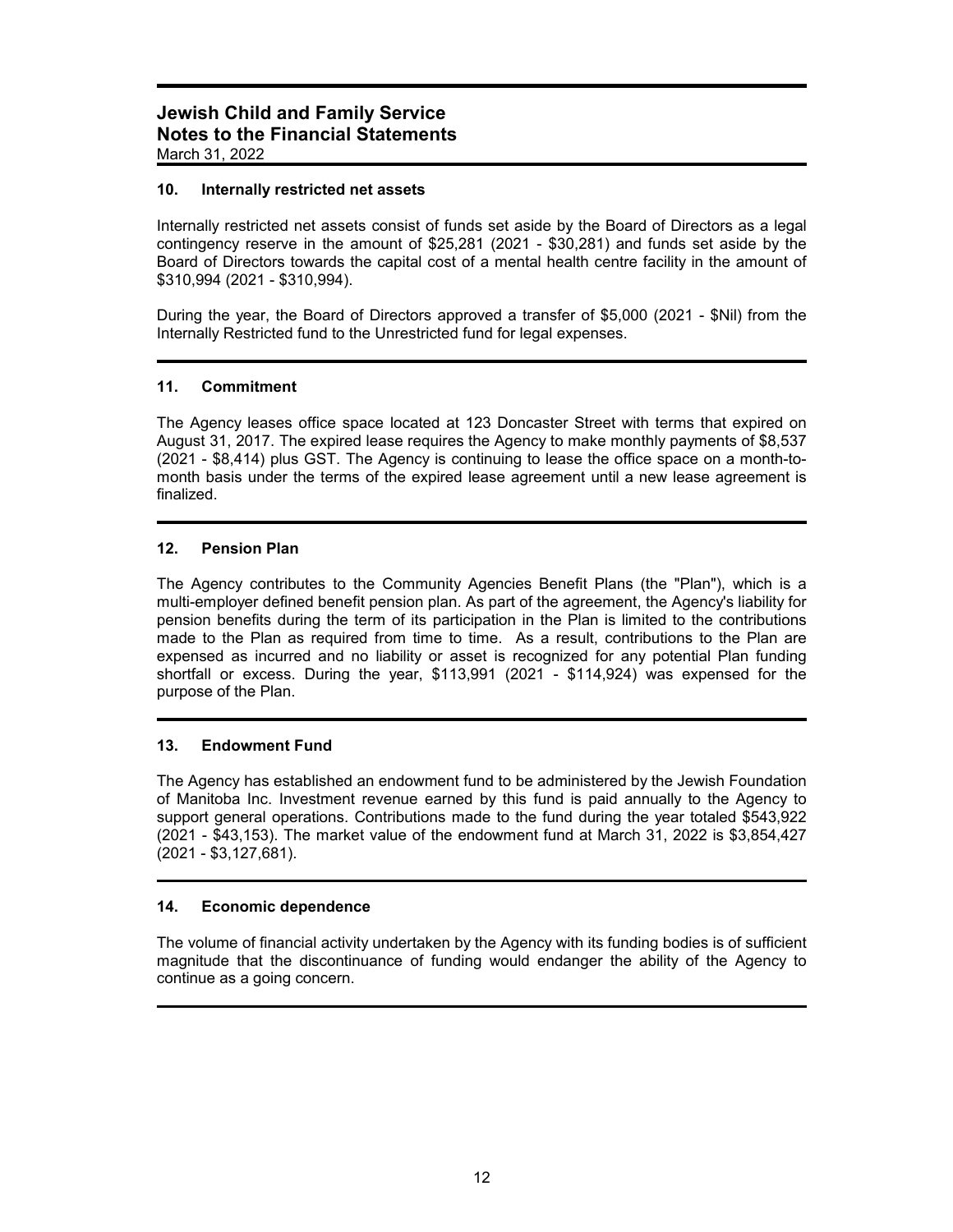# Jewish Child and Family Service
## Notes to the Financial Statements
March 31, 2022

### 10. Internally restricted net assets

Internally restricted net assets consist of funds set aside by the Board of Directors as a legal contingency reserve in the amount of $25,281 (2021 - $30,281) and funds set aside by the Board of Directors towards the capital cost of a mental health centre facility in the amount of $310,994 (2021 - $310,994).

During the year, the Board of Directors approved a transfer of $5,000 (2021 - $Nil) from the Internally Restricted fund to the Unrestricted fund for legal expenses.

### 11. Commitment

The Agency leases office space located at 123 Doncaster Street with terms that expired on August 31, 2017. The expired lease requires the Agency to make monthly payments of $8,537 (2021 - $8,414) plus GST. The Agency is continuing to lease the office space on a month-to-month basis under the terms of the expired lease agreement until a new lease agreement is finalized.

### 12. Pension Plan

The Agency contributes to the Community Agencies Benefit Plans (the "Plan"), which is a multi-employer defined benefit pension plan. As part of the agreement, the Agency's liability for pension benefits during the term of its participation in the Plan is limited to the contributions made to the Plan as required from time to time. As a result, contributions to the Plan are expensed as incurred and no liability or asset is recognized for any potential Plan funding shortfall or excess. During the year, $113,991 (2021 - $114,924) was expensed for the purpose of the Plan.

### 13. Endowment Fund

The Agency has established an endowment fund to be administered by the Jewish Foundation of Manitoba Inc. Investment revenue earned by this fund is paid annually to the Agency to support general operations. Contributions made to the fund during the year totaled $543,922 (2021 - $43,153). The market value of the endowment fund at March 31, 2022 is $3,854,427 (2021 - $3,127,681).

### 14. Economic dependence

The volume of financial activity undertaken by the Agency with its funding bodies is of sufficient magnitude that the discontinuance of funding would endanger the ability of the Agency to continue as a going concern.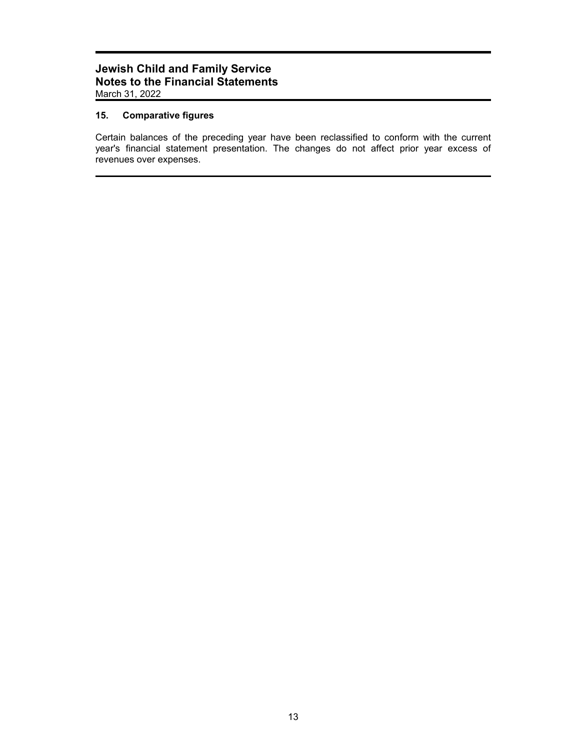### 15. Comparative figures

Certain balances of the preceding year have been reclassified to conform with the current year's financial statement presentation. The changes do not affect prior year excess of revenues over expenses.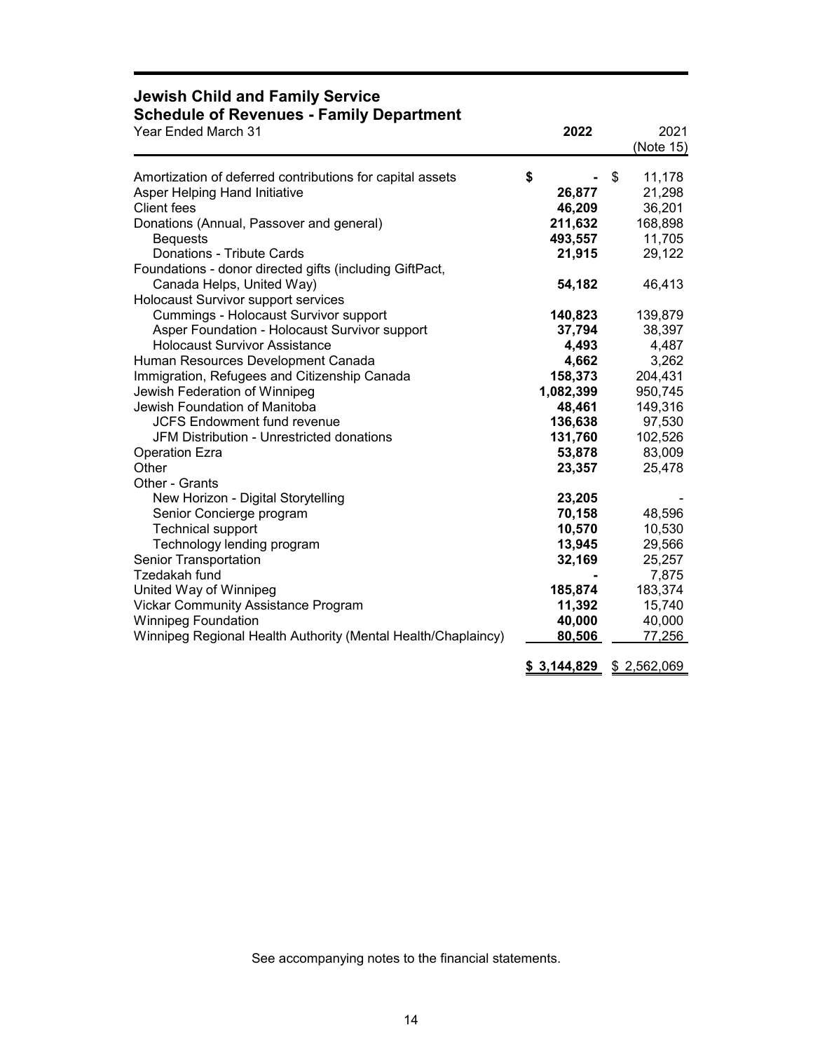# Jewish Child and Family Service

## Schedule of Revenues - Family Department

| Year Ended March 31 | 2022 | 2021 (Note 15) |
|---|---|---|
| Amortization of deferred contributions for capital assets | $ - | $ 11,178 |
| Asper Helping Hand Initiative | 26,877 | 21,298 |
| Client fees | 46,209 | 36,201 |
| Donations (Annual, Passover and general) | 211,632 | 168,898 |
| Bequests | 493,557 | 11,705 |
| Donations - Tribute Cards | 21,915 | 29,122 |
| Foundations - donor directed gifts (including GiftPact, Canada Helps, United Way) | 54,182 | 46,413 |
| Holocaust Survivor support services | | |
| Cummings - Holocaust Survivor support | 140,823 | 139,879 |
| Asper Foundation - Holocaust Survivor support | 37,794 | 38,397 |
| Holocaust Survivor Assistance | 4,493 | 4,487 |
| Human Resources Development Canada | 4,662 | 3,262 |
| Immigration, Refugees and Citizenship Canada | 158,373 | 204,431 |
| Jewish Federation of Winnipeg | 1,082,399 | 950,745 |
| Jewish Foundation of Manitoba | 48,461 | 149,316 |
| JCFS Endowment fund revenue | 136,638 | 97,530 |
| JFM Distribution - Unrestricted donations | 131,760 | 102,526 |
| Operation Ezra | 53,878 | 83,009 |
| Other | 23,357 | 25,478 |
| Other - Grants | | |
| New Horizon - Digital Storytelling | 23,205 | - |
| Senior Concierge program | 70,158 | 48,596 |
| Technical support | 10,570 | 10,530 |
| Technology lending program | 13,945 | 29,566 |
| Senior Transportation | 32,169 | 25,257 |
| Tzedakah fund | - | 7,875 |
| United Way of Winnipeg | 185,874 | 183,374 |
| Vickar Community Assistance Program | 11,392 | 15,740 |
| Winnipeg Foundation | 40,000 | 40,000 |
| Winnipeg Regional Health Authority (Mental Health/Chaplaincy) | 80,506 | 77,256 |
| | $ 3,144,829 | $ 2,562,069 |

See accompanying notes to the financial statements.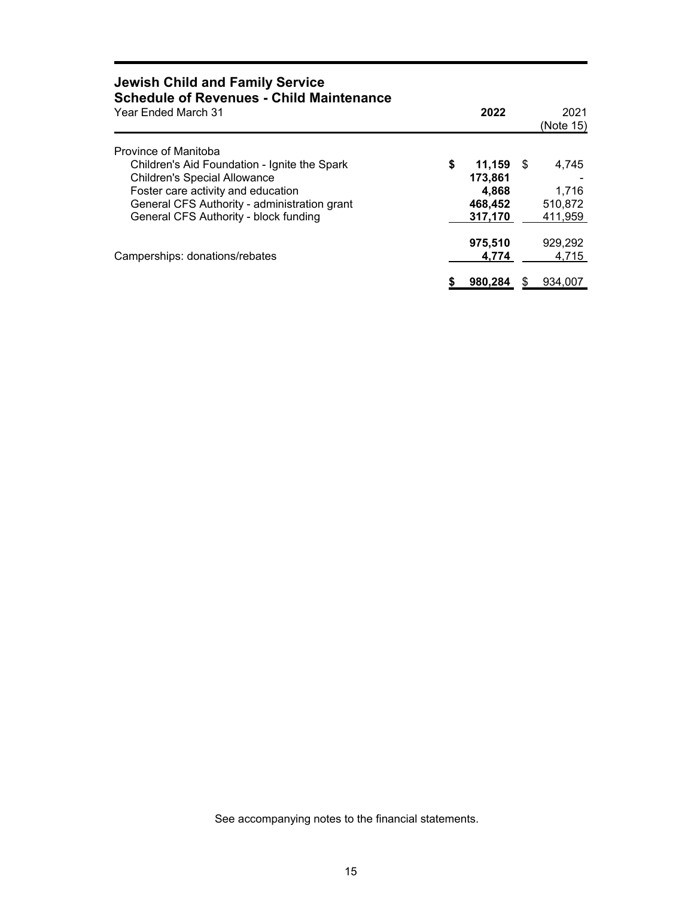## Jewish Child and Family Service
## Schedule of Revenues - Child Maintenance

| Year Ended March 31 | **2022** | 2021 (Note 15) |
|---|---|---|
| Province of Manitoba | | |
| Children's Aid Foundation - Ignite the Spark | **$ 11,159** | $ 4,745 |
| Children's Special Allowance | **173,861** | - |
| Foster care activity and education | **4,868** | 1,716 |
| General CFS Authority - administration grant | **468,452** | 510,872 |
| General CFS Authority - block funding | **317,170** | 411,959 |
| | **975,510** | 929,292 |
| Camperships: donations/rebates | **4,774** | 4,715 |
| | **$ 980,284** | $ 934,007 |

See accompanying notes to the financial statements.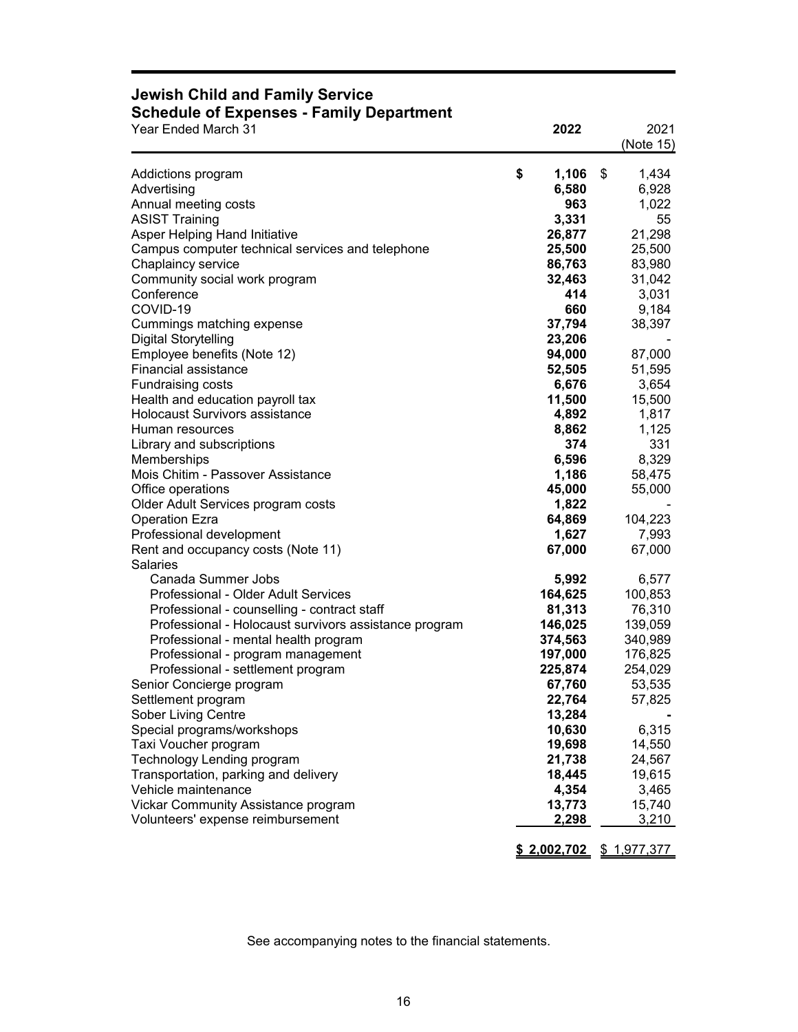# Jewish Child and Family Service

## Schedule of Expenses - Family Department

| Year Ended March 31 | 2022 | 2021 (Note 15) |
|---|---|---|
| Addictions program | $ 1,106 | $ 1,434 |
| Advertising | 6,580 | 6,928 |
| Annual meeting costs | 963 | 1,022 |
| ASIST Training | 3,331 | 55 |
| Asper Helping Hand Initiative | 26,877 | 21,298 |
| Campus computer technical services and telephone | 25,500 | 25,500 |
| Chaplaincy service | 86,763 | 83,980 |
| Community social work program | 32,463 | 31,042 |
| Conference | 414 | 3,031 |
| COVID-19 | 660 | 9,184 |
| Cummings matching expense | 37,794 | 38,397 |
| Digital Storytelling | 23,206 | - |
| Employee benefits (Note 12) | 94,000 | 87,000 |
| Financial assistance | 52,505 | 51,595 |
| Fundraising costs | 6,676 | 3,654 |
| Health and education payroll tax | 11,500 | 15,500 |
| Holocaust Survivors assistance | 4,892 | 1,817 |
| Human resources | 8,862 | 1,125 |
| Library and subscriptions | 374 | 331 |
| Memberships | 6,596 | 8,329 |
| Mois Chitim - Passover Assistance | 1,186 | 58,475 |
| Office operations | 45,000 | 55,000 |
| Older Adult Services program costs | 1,822 | - |
| Operation Ezra | 64,869 | 104,223 |
| Professional development | 1,627 | 7,993 |
| Rent and occupancy costs (Note 11) | 67,000 | 67,000 |
| Salaries | | |
| Canada Summer Jobs | 5,992 | 6,577 |
| Professional - Older Adult Services | 164,625 | 100,853 |
| Professional - counselling - contract staff | 81,313 | 76,310 |
| Professional - Holocaust survivors assistance program | 146,025 | 139,059 |
| Professional - mental health program | 374,563 | 340,989 |
| Professional - program management | 197,000 | 176,825 |
| Professional - settlement program | 225,874 | 254,029 |
| Senior Concierge program | 67,760 | 53,535 |
| Settlement program | 22,764 | 57,825 |
| Sober Living Centre | 13,284 | - |
| Special programs/workshops | 10,630 | 6,315 |
| Taxi Voucher program | 19,698 | 14,550 |
| Technology Lending program | 21,738 | 24,567 |
| Transportation, parking and delivery | 18,445 | 19,615 |
| Vehicle maintenance | 4,354 | 3,465 |
| Vickar Community Assistance program | 13,773 | 15,740 |
| Volunteers' expense reimbursement | 2,298 | 3,210 |
| | $ 2,002,702 | $ 1,977,377 |

See accompanying notes to the financial statements.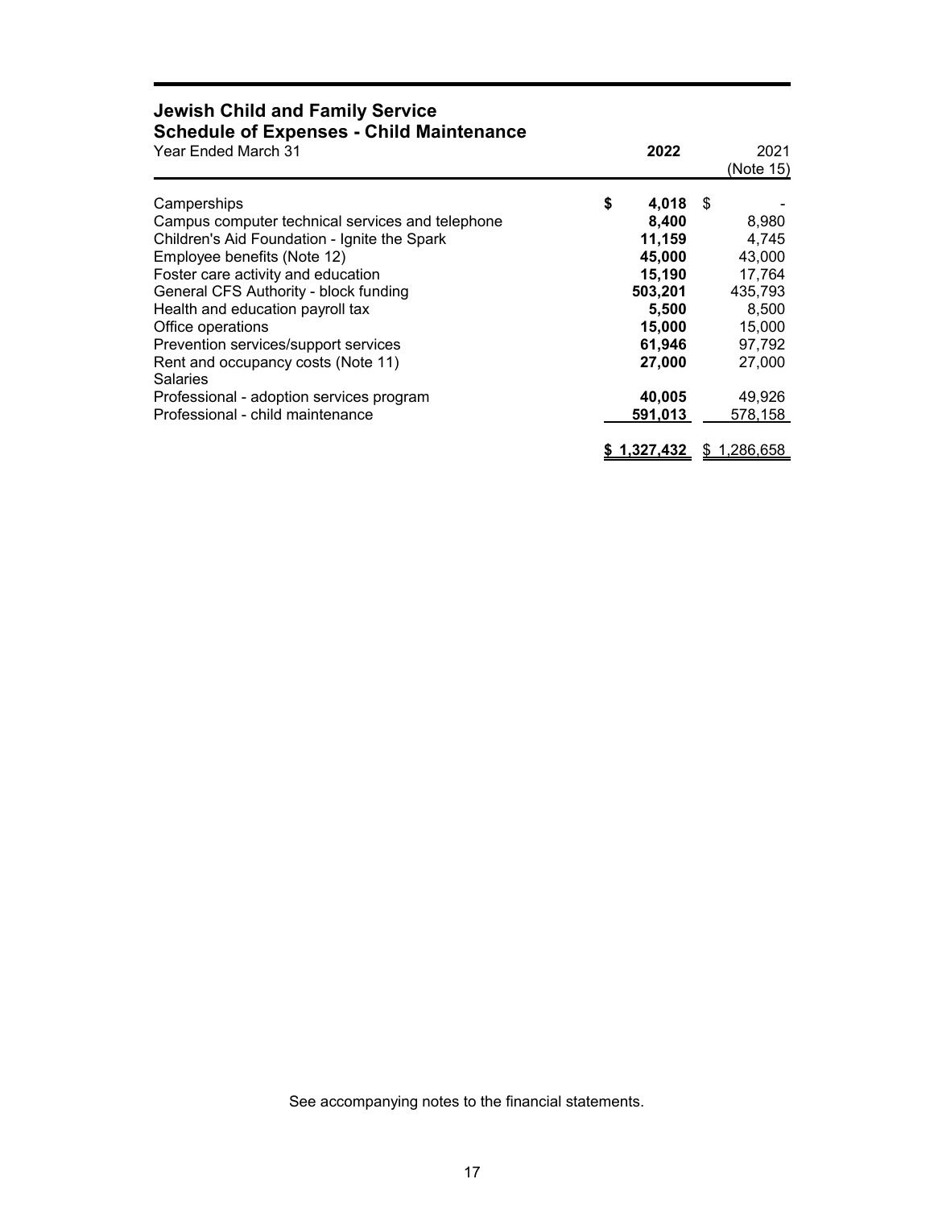## Jewish Child and Family Service
## Schedule of Expenses - Child Maintenance

| Year Ended March 31 | **2022** | 2021 (Note 15) |
|---|---|---|
| Camperships | **$ 4,018** | $ - |
| Campus computer technical services and telephone | **8,400** | 8,980 |
| Children's Aid Foundation - Ignite the Spark | **11,159** | 4,745 |
| Employee benefits (Note 12) | **45,000** | 43,000 |
| Foster care activity and education | **15,190** | 17,764 |
| General CFS Authority - block funding | **503,201** | 435,793 |
| Health and education payroll tax | **5,500** | 8,500 |
| Office operations | **15,000** | 15,000 |
| Prevention services/support services | **61,946** | 97,792 |
| Rent and occupancy costs (Note 11) | **27,000** | 27,000 |
| Salaries | | |
| Professional - adoption services program | **40,005** | 49,926 |
| Professional - child maintenance | **591,013** | 578,158 |
| | **$ 1,327,432** | $ 1,286,658 |

See accompanying notes to the financial statements.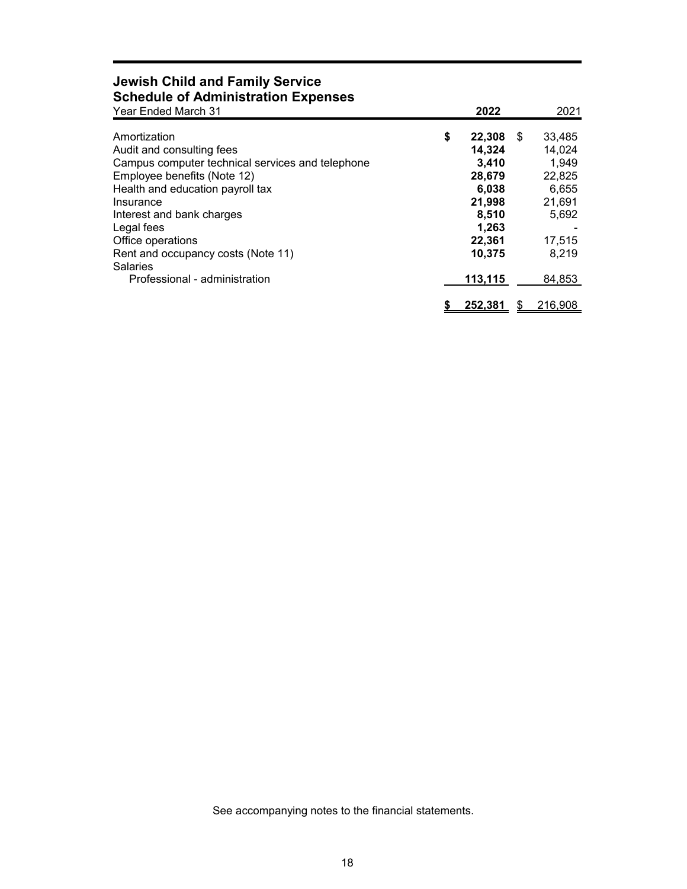# Jewish Child and Family Service

## Schedule of Administration Expenses

| Year Ended March 31 | 2022 | 2021 |
|---|---|---|
| Amortization | $ **22,308** | $ 33,485 |
| Audit and consulting fees | **14,324** | 14,024 |
| Campus computer technical services and telephone | **3,410** | 1,949 |
| Employee benefits (Note 12) | **28,679** | 22,825 |
| Health and education payroll tax | **6,038** | 6,655 |
| Insurance | **21,998** | 21,691 |
| Interest and bank charges | **8,510** | 5,692 |
| Legal fees | **1,263** | - |
| Office operations | **22,361** | 17,515 |
| Rent and occupancy costs (Note 11) | **10,375** | 8,219 |
| Salaries | | |
| Professional - administration | **113,115** | 84,853 |
| | $ **252,381** | $ 216,908 |

See accompanying notes to the financial statements.